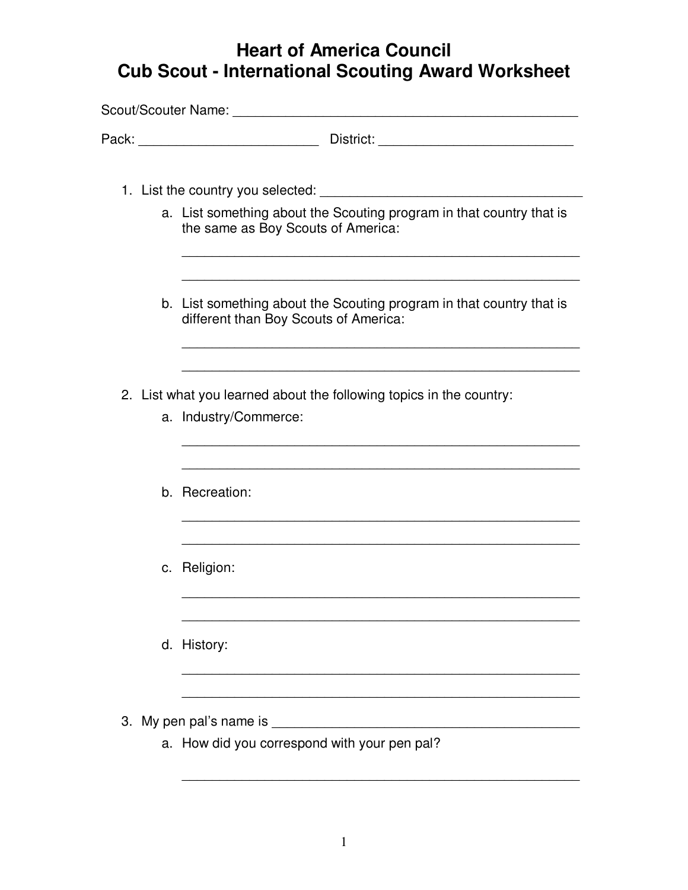# Heart of America Council
# Cub Scout - International Scouting Award Worksheet

Scout/Scouter Name: ______________________________________________

Pack: ________________________ District: __________________________

1. List the country you selected: ____________________________________
   a. List something about the Scouting program in that country that is the same as Boy Scouts of America:

      ______________________________________________________

      ______________________________________________________

   b. List something about the Scouting program in that country that is different than Boy Scouts of America:

      ______________________________________________________

      ______________________________________________________

2. List what you learned about the following topics in the country:
   a. Industry/Commerce:

      ______________________________________________________

      ______________________________________________________

   b. Recreation:

      ______________________________________________________

      ______________________________________________________

   c. Religion:

      ______________________________________________________

      ______________________________________________________

   d. History:

      ______________________________________________________

      ______________________________________________________

3. My pen pal's name is __________________________________________
   a. How did you correspond with your pen pal?

      ______________________________________________________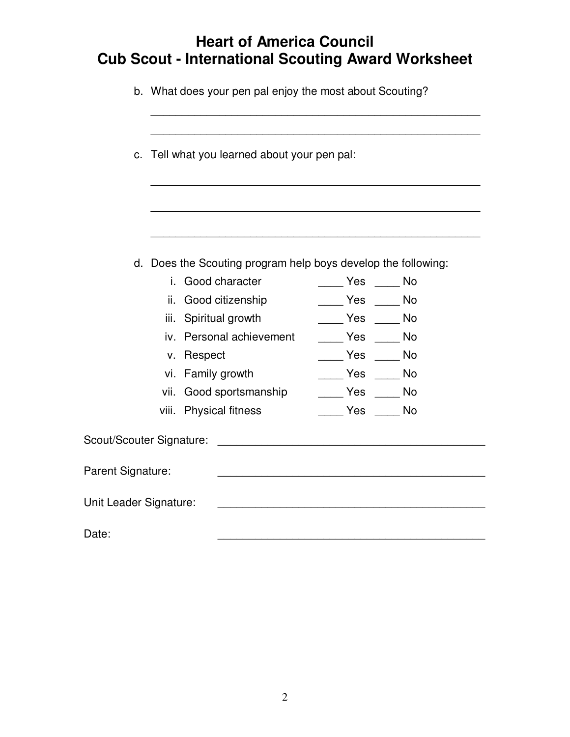# Heart of America Council
# Cub Scout - International Scouting Award Worksheet

b. What does your pen pal enjoy the most about Scouting?

_______________________________________________________

_______________________________________________________

c. Tell what you learned about your pen pal:

_______________________________________________________

_______________________________________________________

_______________________________________________________

d. Does the Scouting program help boys develop the following:

i. Good character ____ Yes ____ No

ii. Good citizenship ____ Yes ____ No

iii. Spiritual growth ____ Yes ____ No

iv. Personal achievement ____ Yes ____ No

v. Respect ____ Yes ____ No

vi. Family growth ____ Yes ____ No

vii. Good sportsmanship ____ Yes ____ No

viii. Physical fitness ____ Yes ____ No

Scout/Scouter Signature: ____________________________________________

Parent Signature: ____________________________________________

Unit Leader Signature: ____________________________________________

Date: ____________________________________________